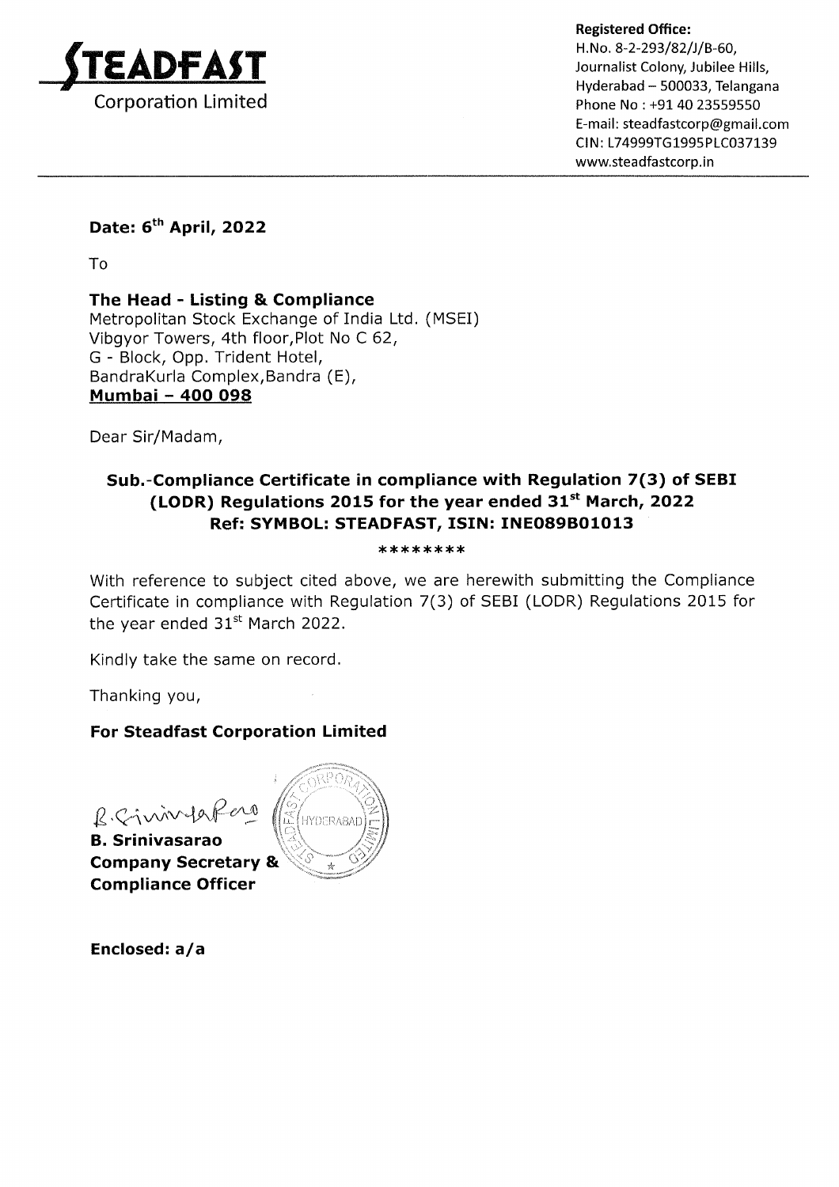**STEADFAST**
Corporation Limited

**Registered Office:**
H.No. 8-2-293/82/J/B-60,
Journalist Colony, Jubilee Hills,
Hyderabad – 500033, Telangana
Phone No : +91 40 23559550
E-mail: steadfastcorp@gmail.com
CIN: L74999TG1995PLC037139
www.steadfastcorp.in

---

**Date: 6th April, 2022**

To

**The Head - Listing & Compliance**
Metropolitan Stock Exchange of India Ltd. (MSEI)
Vibgyor Towers, 4th floor,Plot No C 62,
G - Block, Opp. Trident Hotel,
BandraKurla Complex,Bandra (E),
**Mumbai – 400 098**

Dear Sir/Madam,

**Sub.-Compliance Certificate in compliance with Regulation 7(3) of SEBI (LODR) Regulations 2015 for the year ended 31st March, 2022**
**Ref: SYMBOL: STEADFAST, ISIN: INE089B01013**

********

With reference to subject cited above, we are herewith submitting the Compliance Certificate in compliance with Regulation 7(3) of SEBI (LODR) Regulations 2015 for the year ended 31st March 2022.

Kindly take the same on record.

Thanking you,

**For Steadfast Corporation Limited**

B. Srinivasarao

**B. Srinivasarao**
**Company Secretary &**
**Compliance Officer**

**Enclosed: a/a**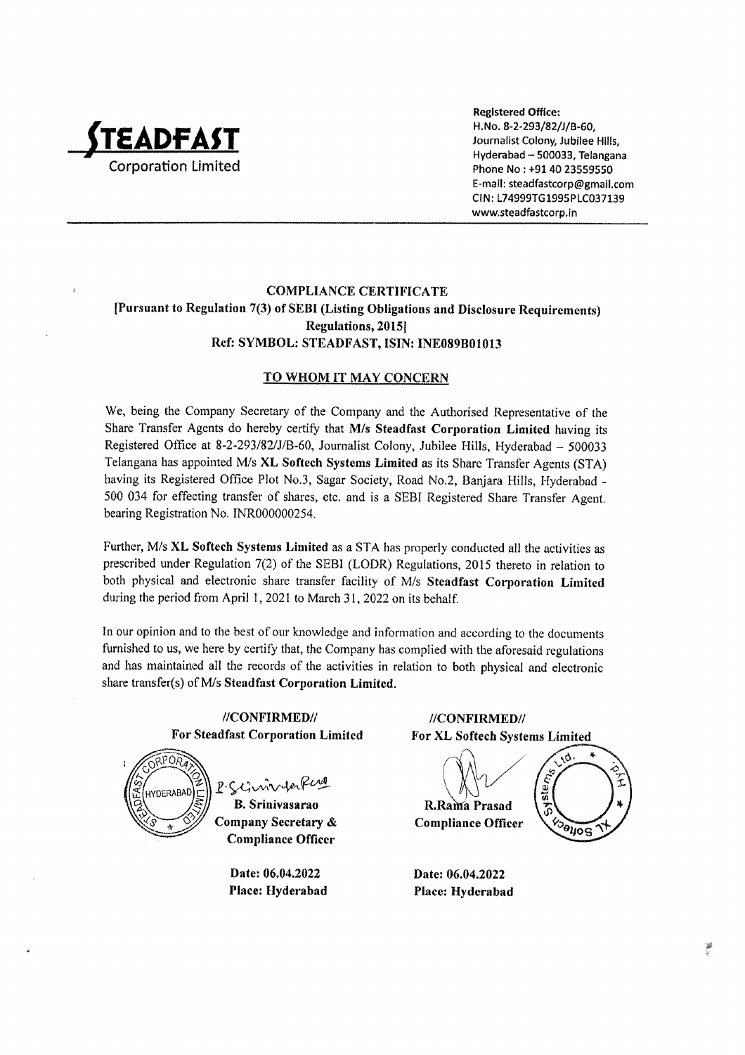# STEADFAST
Corporation Limited

**Registered Office:**
H.No. 8-2-293/82/J/B-60,
Journalist Colony, Jubilee Hills,
Hyderabad – 500033, Telangana
Phone No : +91 40 23559550
E-mail: steadfastcorp@gmail.com
CIN: L74999TG1995PLC037139
www.steadfastcorp.in

**COMPLIANCE CERTIFICATE**
**[Pursuant to Regulation 7(3) of SEBI (Listing Obligations and Disclosure Requirements) Regulations, 2015]**
**Ref: SYMBOL: STEADFAST, ISIN: INE089B01013**

**TO WHOM IT MAY CONCERN**

We, being the Company Secretary of the Company and the Authorised Representative of the Share Transfer Agents do hereby certify that **M/s Steadfast Corporation Limited** having its Registered Office at 8-2-293/82/J/B-60, Journalist Colony, Jubilee Hills, Hyderabad – 500033 Telangana has appointed M/s **XL Softech Systems Limited** as its Share Transfer Agents (STA) having its Registered Office Plot No.3, Sagar Society, Road No.2, Banjara Hills, Hyderabad - 500 034 for effecting transfer of shares, etc. and is a SEBI Registered Share Transfer Agent. bearing Registration No. INR000000254.

Further, M/s **XL Softech Systems Limited** as a STA has properly conducted all the activities as prescribed under Regulation 7(2) of the SEBI (LODR) Regulations, 2015 thereto in relation to both physical and electronic share transfer facility of M/s **Steadfast Corporation Limited** during the period from April 1, 2021 to March 31, 2022 on its behalf.

In our opinion and to the best of our knowledge and information and according to the documents furnished to us, we here by certify that, the Company has complied with the aforesaid regulations and has maintained all the records of the activities in relation to both physical and electronic share transfer(s) of M/s **Steadfast Corporation Limited.**

**//CONFIRMED//**
**For Steadfast Corporation Limited**

**B. Srinivasarao**
**Company Secretary &**
**Compliance Officer**

**Date: 06.04.2022**
**Place: Hyderabad**

**//CONFIRMED//**
**For XL Softech Systems Limited**

**R.Rama Prasad**
**Compliance Officer**

**Date: 06.04.2022**
**Place: Hyderabad**